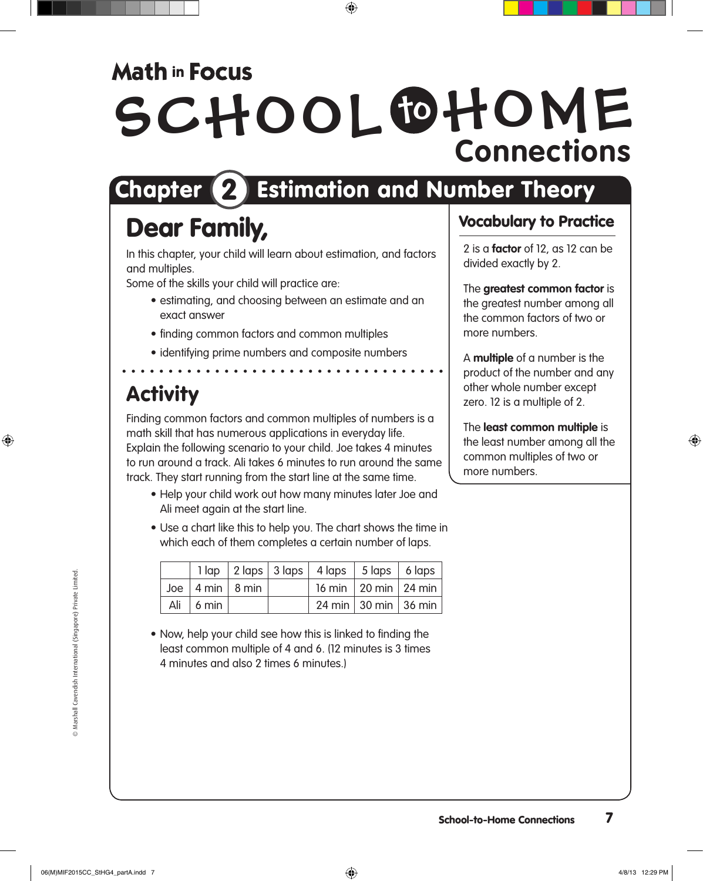# Math in Focus

# SCHOOL to HOME Connections

## Chapter 2 Estimation and Number Theory

## Dear Family,

In this chapter, your child will learn about estimation, and factors and multiples.
Some of the skills your child will practice are:

- estimating, and choosing between an estimate and an exact answer
- finding common factors and common multiples
- identifying prime numbers and composite numbers

## Activity

Finding common factors and common multiples of numbers is a math skill that has numerous applications in everyday life. Explain the following scenario to your child. Joe takes 4 minutes to run around a track. Ali takes 6 minutes to run around the same track. They start running from the start line at the same time.

- Help your child work out how many minutes later Joe and Ali meet again at the start line.
- Use a chart like this to help you. The chart shows the time in which each of them completes a certain number of laps.

| | 1 lap | 2 laps | 3 laps | 4 laps | 5 laps | 6 laps |
|---|---|---|---|---|---|---|
| Joe | 4 min | 8 min | | 16 min | 20 min | 24 min |
| Ali | 6 min | | | 24 min | 30 min | 36 min |

- Now, help your child see how this is linked to finding the least common multiple of 4 and 6. (12 minutes is 3 times 4 minutes and also 2 times 6 minutes.)

## Vocabulary to Practice

2 is a **factor** of 12, as 12 can be divided exactly by 2.

The **greatest common factor** is the greatest number among all the common factors of two or more numbers.

A **multiple** of a number is the product of the number and any other whole number except zero. 12 is a multiple of 2.

The **least common multiple** is the least number among all the common multiples of two or more numbers.

© Marshall Cavendish International (Singapore) Private Limited.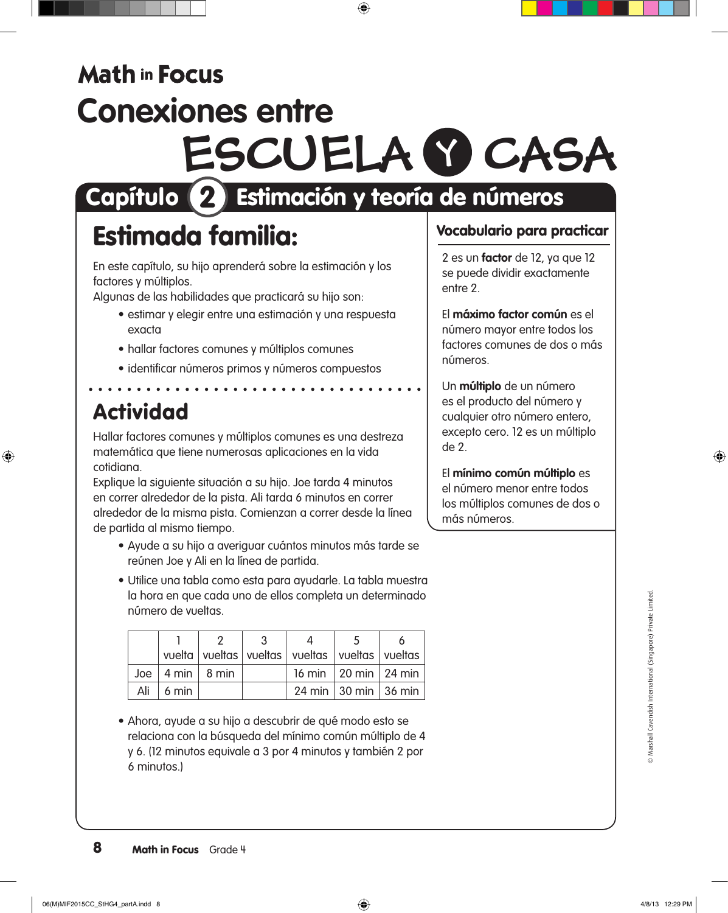# Math in Focus

# Conexiones entre ESCUELA Y CASA

## Capítulo 2 Estimación y teoría de números

## Estimada familia:

En este capítulo, su hijo aprenderá sobre la estimación y los factores y múltiplos.
Algunas de las habilidades que practicará su hijo son:

- estimar y elegir entre una estimación y una respuesta exacta
- hallar factores comunes y múltiplos comunes
- identificar números primos y números compuestos

## Actividad

Hallar factores comunes y múltiplos comunes es una destreza matemática que tiene numerosas aplicaciones en la vida cotidiana.
Explique la siguiente situación a su hijo. Joe tarda 4 minutos en correr alrededor de la pista. Ali tarda 6 minutos en correr alrededor de la misma pista. Comienzan a correr desde la línea de partida al mismo tiempo.

- Ayude a su hijo a averiguar cuántos minutos más tarde se reúnen Joe y Ali en la línea de partida.
- Utilice una tabla como esta para ayudarle. La tabla muestra la hora en que cada uno de ellos completa un determinado número de vueltas.

| | 1 vuelta | 2 vueltas | 3 vueltas | 4 vueltas | 5 vueltas | 6 vueltas |
|---|---|---|---|---|---|---|
| Joe | 4 min | 8 min | | 16 min | 20 min | 24 min |
| Ali | 6 min | | | 24 min | 30 min | 36 min |

- Ahora, ayude a su hijo a descubrir de qué modo esto se relaciona con la búsqueda del mínimo común múltiplo de 4 y 6. (12 minutos equivale a 3 por 4 minutos y también 2 por 6 minutos.)

### Vocabulario para practicar

2 es un **factor** de 12, ya que 12 se puede dividir exactamente entre 2.

El **máximo factor común** es el número mayor entre todos los factores comunes de dos o más números.

Un **múltiplo** de un número es el producto del número y cualquier otro número entero, excepto cero. 12 es un múltiplo de 2.

El **mínimo común múltiplo** es el número menor entre todos los múltiplos comunes de dos o más números.

© Marshall Cavendish International (Singapore) Private Limited.